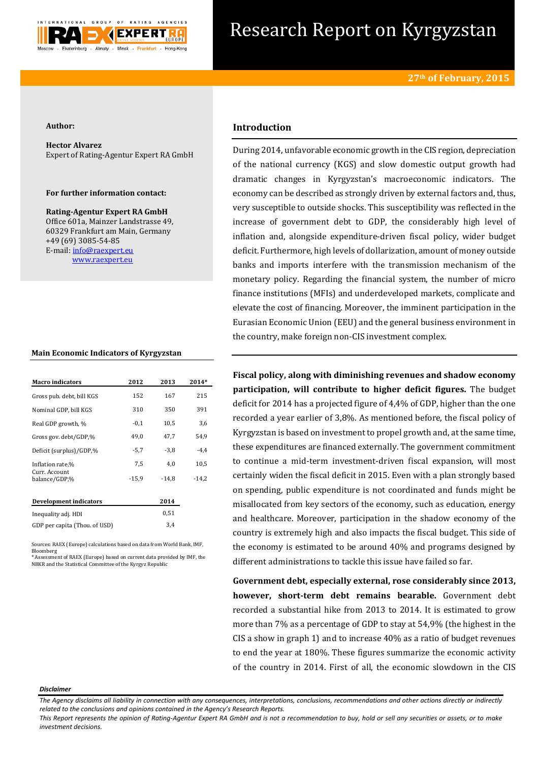# Research Report on Kyrgyzstan

**27th of February, 2015**

**Author:**

**Hector Alvarez**
Expert of Rating-Agentur Expert RA GmbH

**For further information contact:**

**Rating-Agentur Expert RA GmbH**
Office 601a, Mainzer Landstrasse 49,
60329 Frankfurt am Main, Germany
+49 (69) 3085-54-85
E-mail: info@raexpert.eu
www.raexpert.eu

## Main Economic Indicators of Kyrgyzstan

| Macro indicators | 2012 | 2013 | 2014* |
|---|---|---|---|
| Gross pub. debt, bill KGS | 152 | 167 | 215 |
| Nominal GDP, bill KGS | 310 | 350 | 391 |
| Real GDP growth, % | -0,1 | 10,5 | 3,6 |
| Gross gov. debt/GDP,% | 49,0 | 47,7 | 54,9 |
| Deficit (surplus)/GDP,% | -5,7 | -3,8 | -4,4 |
| Inflation rate,% | 7,5 | 4,0 | 10,5 |
| Curr. Account balance/GDP,% | -15,9 | -14,8 | -14,2 |

| Development indicators | 2014 |
|---|---|
| Inequality adj. HDI | 0,51 |
| GDP per capita (Thou. of USD) | 3,4 |

Sources: RAEX (Europe) calculations based on data from World Bank, IMF, Bloomberg
*Assessment of RAEX (Europe) based on current data provided by IMF, the NBKR and the Statistical Committee of the Kyrgyz Republic

## Introduction

During 2014, unfavorable economic growth in the CIS region, depreciation of the national currency (KGS) and slow domestic output growth had dramatic changes in Kyrgyzstan's macroeconomic indicators. The economy can be described as strongly driven by external factors and, thus, very susceptible to outside shocks. This susceptibility was reflected in the increase of government debt to GDP, the considerably high level of inflation and, alongside expenditure-driven fiscal policy, wider budget deficit. Furthermore, high levels of dollarization, amount of money outside banks and imports interfere with the transmission mechanism of the monetary policy. Regarding the financial system, the number of micro finance institutions (MFIs) and underdeveloped markets, complicate and elevate the cost of financing. Moreover, the imminent participation in the Eurasian Economic Union (EEU) and the general business environment in the country, make foreign non-CIS investment complex.

**Fiscal policy, along with diminishing revenues and shadow economy participation, will contribute to higher deficit figures.** The budget deficit for 2014 has a projected figure of 4,4% of GDP, higher than the one recorded a year earlier of 3,8%. As mentioned before, the fiscal policy of Kyrgyzstan is based on investment to propel growth and, at the same time, these expenditures are financed externally. The government commitment to continue a mid-term investment-driven fiscal expansion, will most certainly widen the fiscal deficit in 2015. Even with a plan strongly based on spending, public expenditure is not coordinated and funds might be misallocated from key sectors of the economy, such as education, energy and healthcare. Moreover, participation in the shadow economy of the country is extremely high and also impacts the fiscal budget. This side of the economy is estimated to be around 40% and programs designed by different administrations to tackle this issue have failed so far.

**Government debt, especially external, rose considerably since 2013, however, short-term debt remains bearable.** Government debt recorded a substantial hike from 2013 to 2014. It is estimated to grow more than 7% as a percentage of GDP to stay at 54,9% (the highest in the CIS a show in graph 1) and to increase 40% as a ratio of budget revenues to end the year at 180%. These figures summarize the economic activity of the country in 2014. First of all, the economic slowdown in the CIS

***Disclaimer***

*The Agency disclaims all liability in connection with any consequences, interpretations, conclusions, recommendations and other actions directly or indirectly related to the conclusions and opinions contained in the Agency's Research Reports.*
*This Report represents the opinion of Rating-Agentur Expert RA GmbH and is not a recommendation to buy, hold or sell any securities or assets, or to make investment decisions.*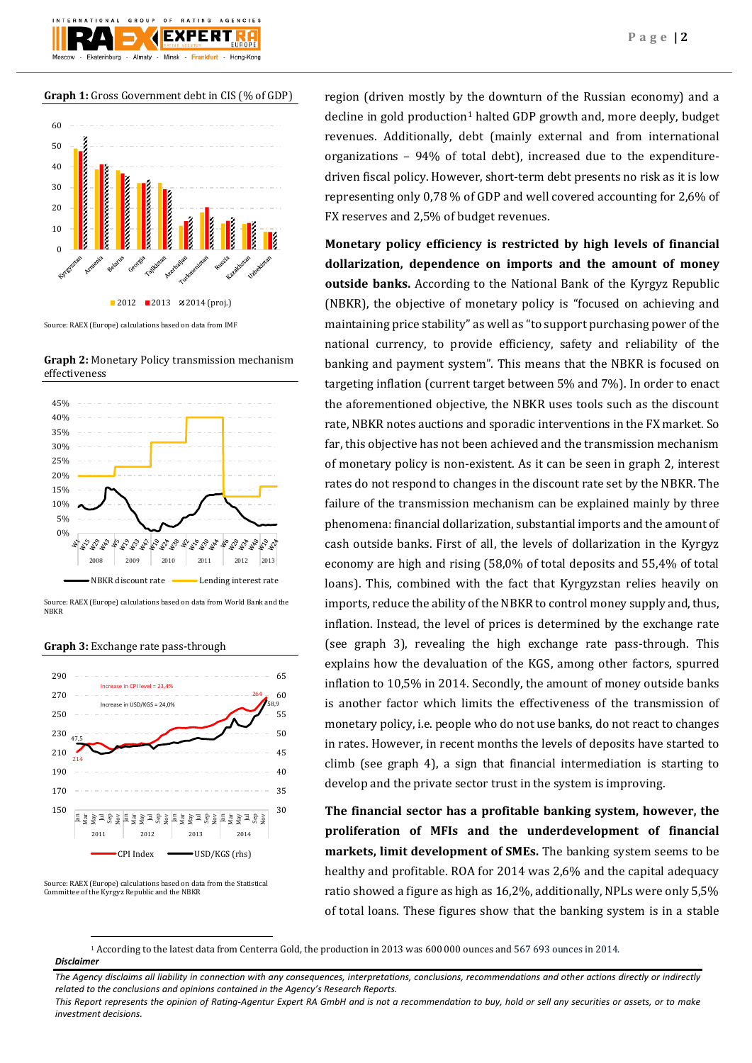**Graph 1:** Gross Government debt in CIS (% of GDP)

Source: RAEX (Europe) calculations based on data from IMF

**Graph 2:** Monetary Policy transmission mechanism effectiveness

Source: RAEX (Europe) calculations based on data from World Bank and the NBKR

**Graph 3:** Exchange rate pass-through

Source: RAEX (Europe) calculations based on data from the Statistical Committee of the Kyrgyz Republic and the NBKR

region (driven mostly by the downturn of the Russian economy) and a decline in gold production[1] halted GDP growth and, more deeply, budget revenues. Additionally, debt (mainly external and from international organizations – 94% of total debt), increased due to the expenditure-driven fiscal policy. However, short-term debt presents no risk as it is low representing only 0,78 % of GDP and well covered accounting for 2,6% of FX reserves and 2,5% of budget revenues.

**Monetary policy efficiency is restricted by high levels of financial dollarization, dependence on imports and the amount of money outside banks.** According to the National Bank of the Kyrgyz Republic (NBKR), the objective of monetary policy is "focused on achieving and maintaining price stability" as well as "to support purchasing power of the national currency, to provide efficiency, safety and reliability of the banking and payment system". This means that the NBKR is focused on targeting inflation (current target between 5% and 7%). In order to enact the aforementioned objective, the NBKR uses tools such as the discount rate, NBKR notes auctions and sporadic interventions in the FX market. So far, this objective has not been achieved and the transmission mechanism of monetary policy is non-existent. As it can be seen in graph 2, interest rates do not respond to changes in the discount rate set by the NBKR. The failure of the transmission mechanism can be explained mainly by three phenomena: financial dollarization, substantial imports and the amount of cash outside banks. First of all, the levels of dollarization in the Kyrgyz economy are high and rising (58,0% of total deposits and 55,4% of total loans). This, combined with the fact that Kyrgyzstan relies heavily on imports, reduce the ability of the NBKR to control money supply and, thus, inflation. Instead, the level of prices is determined by the exchange rate (see graph 3), revealing the high exchange rate pass-through. This explains how the devaluation of the KGS, among other factors, spurred inflation to 10,5% in 2014. Secondly, the amount of money outside banks is another factor which limits the effectiveness of the transmission of monetary policy, i.e. people who do not use banks, do not react to changes in rates. However, in recent months the levels of deposits have started to climb (see graph 4), a sign that financial intermediation is starting to develop and the private sector trust in the system is improving.

**The financial sector has a profitable banking system, however, the proliferation of MFIs and the underdevelopment of financial markets, limit development of SMEs.** The banking system seems to be healthy and profitable. ROA for 2014 was 2,6% and the capital adequacy ratio showed a figure as high as 16,2%, additionally, NPLs were only 5,5% of total loans. These figures show that the banking system is in a stable

[1] According to the latest data from Centerra Gold, the production in 2013 was 600 000 ounces and 567 693 ounces in 2014.

***Disclaimer***

*The Agency disclaims all liability in connection with any consequences, interpretations, conclusions, recommendations and other actions directly or indirectly related to the conclusions and opinions contained in the Agency's Research Reports.*

*This Report represents the opinion of Rating-Agentur Expert RA GmbH and is not a recommendation to buy, hold or sell any securities or assets, or to make investment decisions.*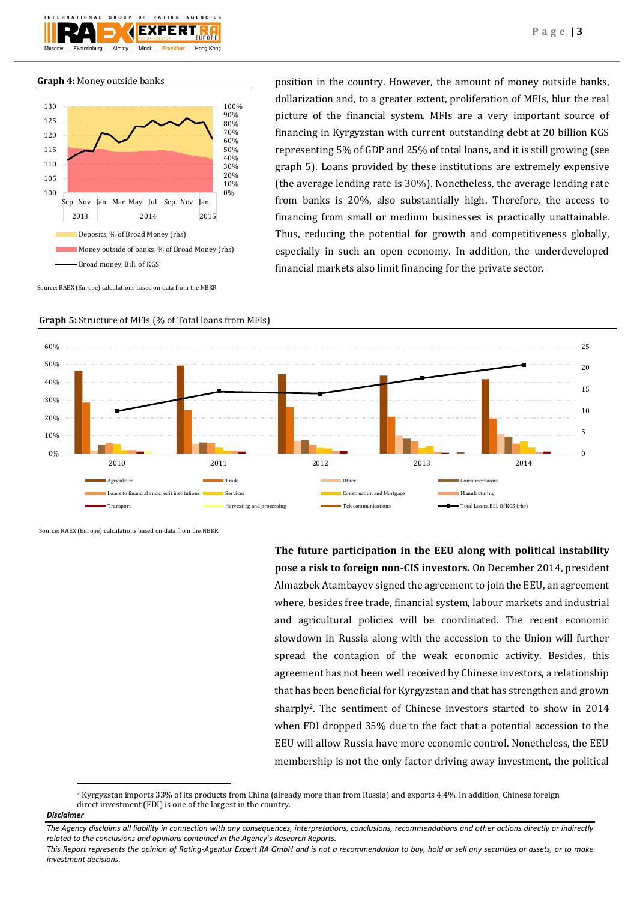**Graph 4:** Money outside banks

Source: RAEX (Europe) calculations based on data from the NBKR

position in the country. However, the amount of money outside banks, dollarization and, to a greater extent, proliferation of MFIs, blur the real picture of the financial system. MFIs are a very important source of financing in Kyrgyzstan with current outstanding debt at 20 billion KGS representing 5% of GDP and 25% of total loans, and it is still growing (see graph 5). Loans provided by these institutions are extremely expensive (the average lending rate is 30%). Nonetheless, the average lending rate from banks is 20%, also substantially high. Therefore, the access to financing from small or medium businesses is practically unattainable. Thus, reducing the potential for growth and competitiveness globally, especially in such an open economy. In addition, the underdeveloped financial markets also limit financing for the private sector.

**Graph 5:** Structure of MFIs (% of Total loans from MFIs)

Source: RAEX (Europe) calculations based on data from the NBKR

**The future participation in the EEU along with political instability pose a risk to foreign non-CIS investors.** On December 2014, president Almazbek Atambayev signed the agreement to join the EEU, an agreement where, besides free trade, financial system, labour markets and industrial and agricultural policies will be coordinated. The recent economic slowdown in Russia along with the accession to the Union will further spread the contagion of the weak economic activity. Besides, this agreement has not been well received by Chinese investors, a relationship that has been beneficial for Kyrgyzstan and that has strengthen and grown sharply[2]. The sentiment of Chinese investors started to show in 2014 when FDI dropped 35% due to the fact that a potential accession to the EEU will allow Russia have more economic control. Nonetheless, the EEU membership is not the only factor driving away investment, the political

[2] Kyrgyzstan imports 33% of its products from China (already more than from Russia) and exports 4,4%. In addition, Chinese foreign direct investment (FDI) is one of the largest in the country.

***Disclaimer***

*The Agency disclaims all liability in connection with any consequences, interpretations, conclusions, recommendations and other actions directly or indirectly related to the conclusions and opinions contained in the Agency's Research Reports.*

*This Report represents the opinion of Rating-Agentur Expert RA GmbH and is not a recommendation to buy, hold or sell any securities or assets, or to make investment decisions.*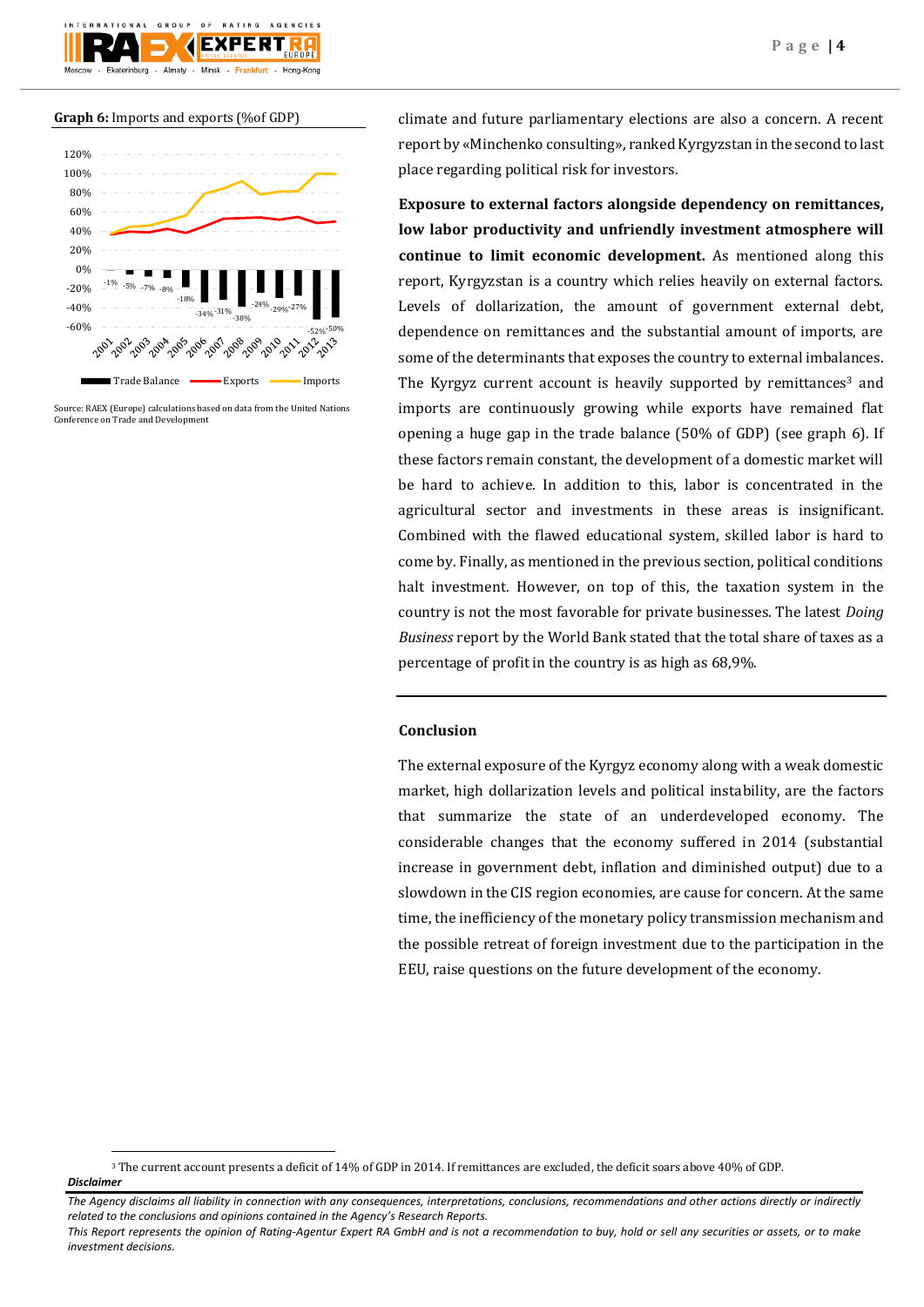**Graph 6:** Imports and exports (%of GDP)

120%
100%
80%
60%
40%
20%
0%
-20%
-40%
-60%

-1% -5% -7% -8% -18% -34% -31% -38% -24% -29% -27% -52% -50%

2001 2002 2003 2004 2005 2006 2007 2008 2009 2010 2011 2012 2013

Trade Balance Exports Imports

Source: RAEX (Europe) calculations based on data from the United Nations Conference on Trade and Development

climate and future parliamentary elections are also a concern. A recent report by «Minchenko consulting», ranked Kyrgyzstan in the second to last place regarding political risk for investors.

**Exposure to external factors alongside dependency on remittances, low labor productivity and unfriendly investment atmosphere will continue to limit economic development.** As mentioned along this report, Kyrgyzstan is a country which relies heavily on external factors. Levels of dollarization, the amount of government external debt, dependence on remittances and the substantial amount of imports, are some of the determinants that exposes the country to external imbalances. The Kyrgyz current account is heavily supported by remittances[3] and imports are continuously growing while exports have remained flat opening a huge gap in the trade balance (50% of GDP) (see graph 6). If these factors remain constant, the development of a domestic market will be hard to achieve. In addition to this, labor is concentrated in the agricultural sector and investments in these areas is insignificant. Combined with the flawed educational system, skilled labor is hard to come by. Finally, as mentioned in the previous section, political conditions halt investment. However, on top of this, the taxation system in the country is not the most favorable for private businesses. The latest *Doing Business* report by the World Bank stated that the total share of taxes as a percentage of profit in the country is as high as 68,9%.

## Conclusion

The external exposure of the Kyrgyz economy along with a weak domestic market, high dollarization levels and political instability, are the factors that summarize the state of an underdeveloped economy. The considerable changes that the economy suffered in 2014 (substantial increase in government debt, inflation and diminished output) due to a slowdown in the CIS region economies, are cause for concern. At the same time, the inefficiency of the monetary policy transmission mechanism and the possible retreat of foreign investment due to the participation in the EEU, raise questions on the future development of the economy.

[3] The current account presents a deficit of 14% of GDP in 2014. If remittances are excluded, the deficit soars above 40% of GDP.

***Disclaimer***

*The Agency disclaims all liability in connection with any consequences, interpretations, conclusions, recommendations and other actions directly or indirectly related to the conclusions and opinions contained in the Agency's Research Reports.*

*This Report represents the opinion of Rating-Agentur Expert RA GmbH and is not a recommendation to buy, hold or sell any securities or assets, or to make investment decisions.*